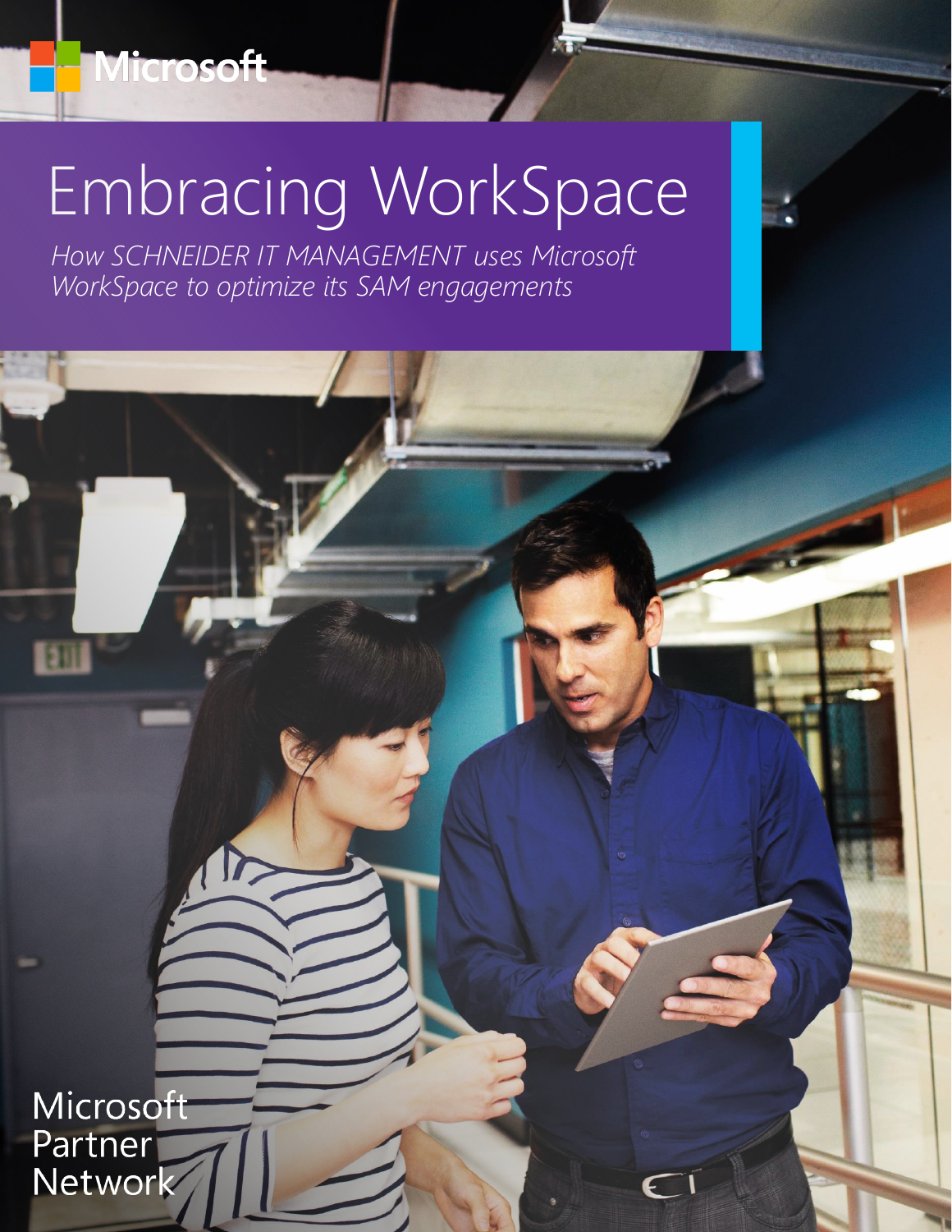Microsoft

# Embracing WorkSpace

*How SCHNEIDER IT MANAGEMENT uses Microsoft WorkSpace to optimize its SAM engagements*

Microsoft Partner Network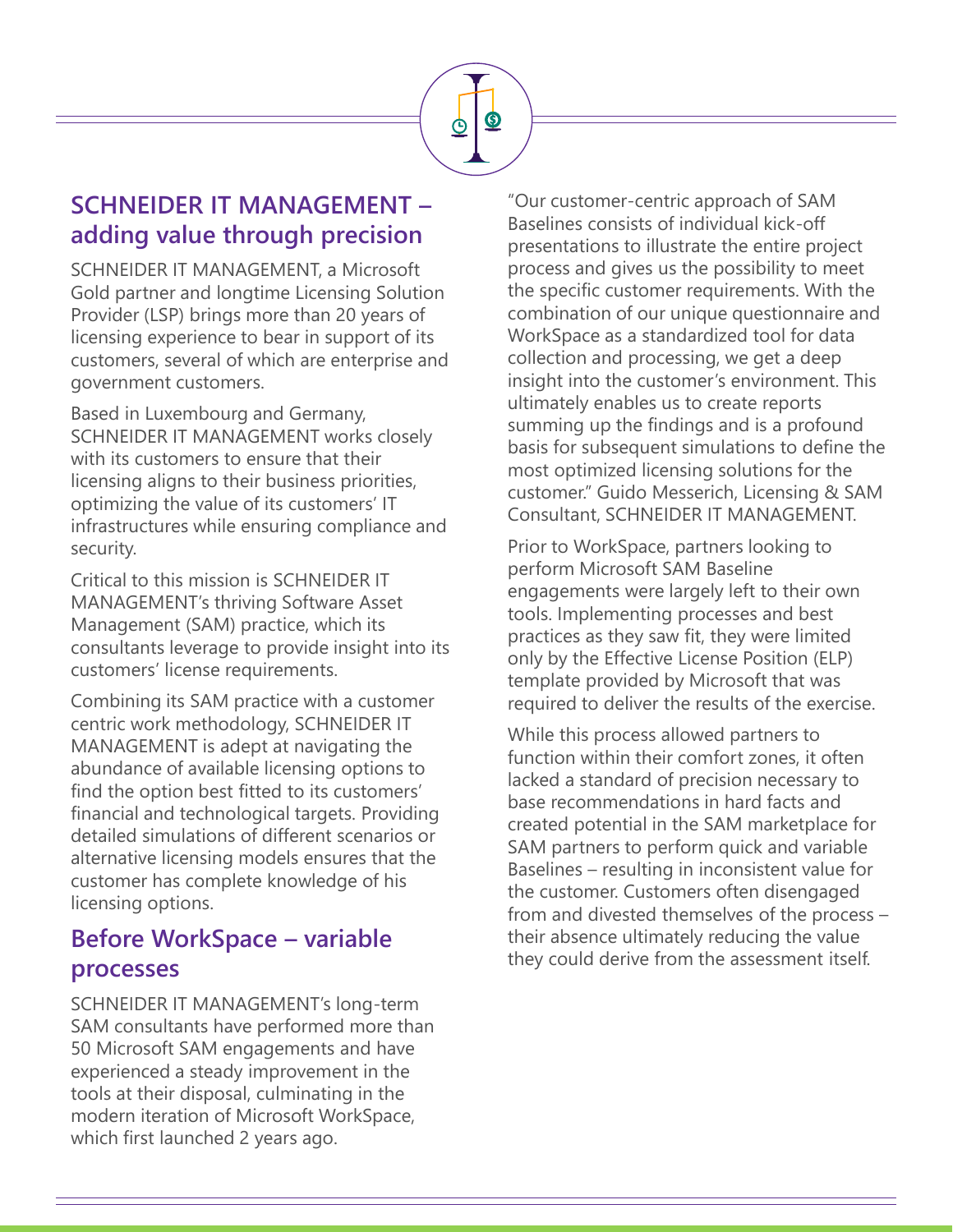## SCHNEIDER IT MANAGEMENT – adding value through precision

SCHNEIDER IT MANAGEMENT, a Microsoft Gold partner and longtime Licensing Solution Provider (LSP) brings more than 20 years of licensing experience to bear in support of its customers, several of which are enterprise and government customers.

Based in Luxembourg and Germany, SCHNEIDER IT MANAGEMENT works closely with its customers to ensure that their licensing aligns to their business priorities, optimizing the value of its customers' IT infrastructures while ensuring compliance and security.

Critical to this mission is SCHNEIDER IT MANAGEMENT's thriving Software Asset Management (SAM) practice, which its consultants leverage to provide insight into its customers' license requirements.

Combining its SAM practice with a customer centric work methodology, SCHNEIDER IT MANAGEMENT is adept at navigating the abundance of available licensing options to find the option best fitted to its customers' financial and technological targets. Providing detailed simulations of different scenarios or alternative licensing models ensures that the customer has complete knowledge of his licensing options.

## Before WorkSpace – variable processes

SCHNEIDER IT MANAGEMENT's long-term SAM consultants have performed more than 50 Microsoft SAM engagements and have experienced a steady improvement in the tools at their disposal, culminating in the modern iteration of Microsoft WorkSpace, which first launched 2 years ago.

"Our customer-centric approach of SAM Baselines consists of individual kick-off presentations to illustrate the entire project process and gives us the possibility to meet the specific customer requirements. With the combination of our unique questionnaire and WorkSpace as a standardized tool for data collection and processing, we get a deep insight into the customer's environment. This ultimately enables us to create reports summing up the findings and is a profound basis for subsequent simulations to define the most optimized licensing solutions for the customer." Guido Messerich, Licensing & SAM Consultant, SCHNEIDER IT MANAGEMENT.

Prior to WorkSpace, partners looking to perform Microsoft SAM Baseline engagements were largely left to their own tools. Implementing processes and best practices as they saw fit, they were limited only by the Effective License Position (ELP) template provided by Microsoft that was required to deliver the results of the exercise.

While this process allowed partners to function within their comfort zones, it often lacked a standard of precision necessary to base recommendations in hard facts and created potential in the SAM marketplace for SAM partners to perform quick and variable Baselines – resulting in inconsistent value for the customer. Customers often disengaged from and divested themselves of the process – their absence ultimately reducing the value they could derive from the assessment itself.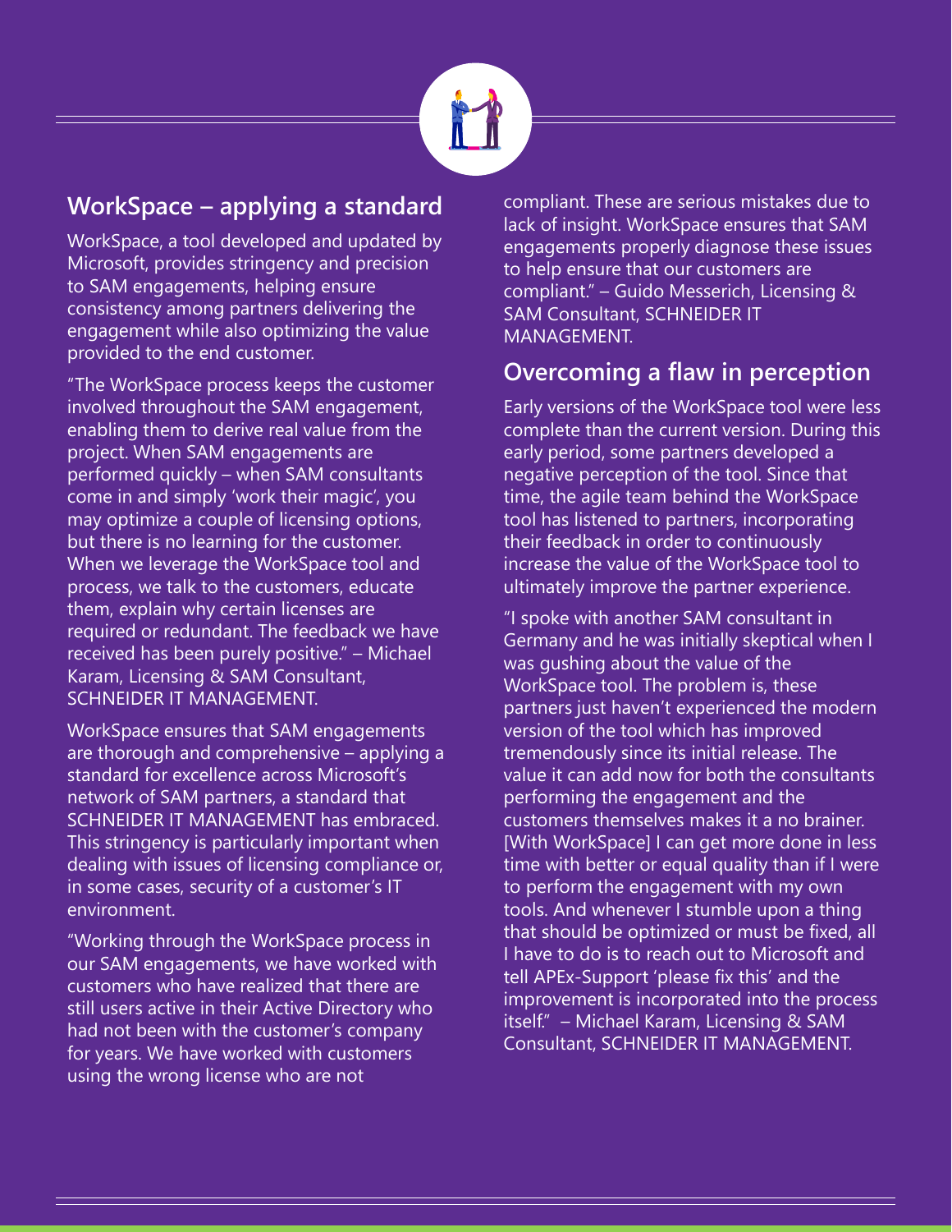## WorkSpace – applying a standard

WorkSpace, a tool developed and updated by Microsoft, provides stringency and precision to SAM engagements, helping ensure consistency among partners delivering the engagement while also optimizing the value provided to the end customer.

"The WorkSpace process keeps the customer involved throughout the SAM engagement, enabling them to derive real value from the project. When SAM engagements are performed quickly – when SAM consultants come in and simply 'work their magic', you may optimize a couple of licensing options, but there is no learning for the customer. When we leverage the WorkSpace tool and process, we talk to the customers, educate them, explain why certain licenses are required or redundant. The feedback we have received has been purely positive." – Michael Karam, Licensing & SAM Consultant, SCHNEIDER IT MANAGEMENT.

WorkSpace ensures that SAM engagements are thorough and comprehensive – applying a standard for excellence across Microsoft's network of SAM partners, a standard that SCHNEIDER IT MANAGEMENT has embraced. This stringency is particularly important when dealing with issues of licensing compliance or, in some cases, security of a customer's IT environment.

"Working through the WorkSpace process in our SAM engagements, we have worked with customers who have realized that there are still users active in their Active Directory who had not been with the customer's company for years. We have worked with customers using the wrong license who are not compliant. These are serious mistakes due to lack of insight. WorkSpace ensures that SAM engagements properly diagnose these issues to help ensure that our customers are compliant." – Guido Messerich, Licensing & SAM Consultant, SCHNEIDER IT MANAGEMENT.

## Overcoming a flaw in perception

Early versions of the WorkSpace tool were less complete than the current version. During this early period, some partners developed a negative perception of the tool. Since that time, the agile team behind the WorkSpace tool has listened to partners, incorporating their feedback in order to continuously increase the value of the WorkSpace tool to ultimately improve the partner experience.

"I spoke with another SAM consultant in Germany and he was initially skeptical when I was gushing about the value of the WorkSpace tool. The problem is, these partners just haven't experienced the modern version of the tool which has improved tremendously since its initial release. The value it can add now for both the consultants performing the engagement and the customers themselves makes it a no brainer. [With WorkSpace] I can get more done in less time with better or equal quality than if I were to perform the engagement with my own tools. And whenever I stumble upon a thing that should be optimized or must be fixed, all I have to do is to reach out to Microsoft and tell APEx-Support 'please fix this' and the improvement is incorporated into the process itself." – Michael Karam, Licensing & SAM Consultant, SCHNEIDER IT MANAGEMENT.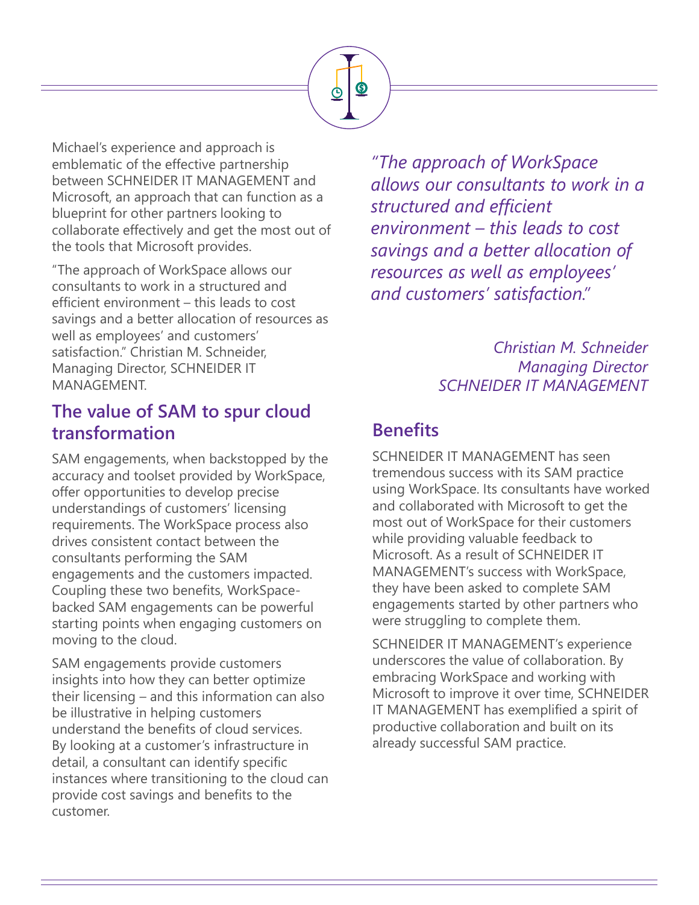Michael's experience and approach is emblematic of the effective partnership between SCHNEIDER IT MANAGEMENT and Microsoft, an approach that can function as a blueprint for other partners looking to collaborate effectively and get the most out of the tools that Microsoft provides.

"The approach of WorkSpace allows our consultants to work in a structured and efficient environment – this leads to cost savings and a better allocation of resources as well as employees' and customers' satisfaction." Christian M. Schneider, Managing Director, SCHNEIDER IT MANAGEMENT.

## The value of SAM to spur cloud transformation

SAM engagements, when backstopped by the accuracy and toolset provided by WorkSpace, offer opportunities to develop precise understandings of customers' licensing requirements. The WorkSpace process also drives consistent contact between the consultants performing the SAM engagements and the customers impacted. Coupling these two benefits, WorkSpace-backed SAM engagements can be powerful starting points when engaging customers on moving to the cloud.

SAM engagements provide customers insights into how they can better optimize their licensing – and this information can also be illustrative in helping customers understand the benefits of cloud services. By looking at a customer's infrastructure in detail, a consultant can identify specific instances where transitioning to the cloud can provide cost savings and benefits to the customer.

*"The approach of WorkSpace allows our consultants to work in a structured and efficient environment – this leads to cost savings and a better allocation of resources as well as employees' and customers' satisfaction."*

*Christian M. Schneider*
*Managing Director*
*SCHNEIDER IT MANAGEMENT*

## Benefits

SCHNEIDER IT MANAGEMENT has seen tremendous success with its SAM practice using WorkSpace. Its consultants have worked and collaborated with Microsoft to get the most out of WorkSpace for their customers while providing valuable feedback to Microsoft. As a result of SCHNEIDER IT MANAGEMENT's success with WorkSpace, they have been asked to complete SAM engagements started by other partners who were struggling to complete them.

SCHNEIDER IT MANAGEMENT's experience underscores the value of collaboration. By embracing WorkSpace and working with Microsoft to improve it over time, SCHNEIDER IT MANAGEMENT has exemplified a spirit of productive collaboration and built on its already successful SAM practice.